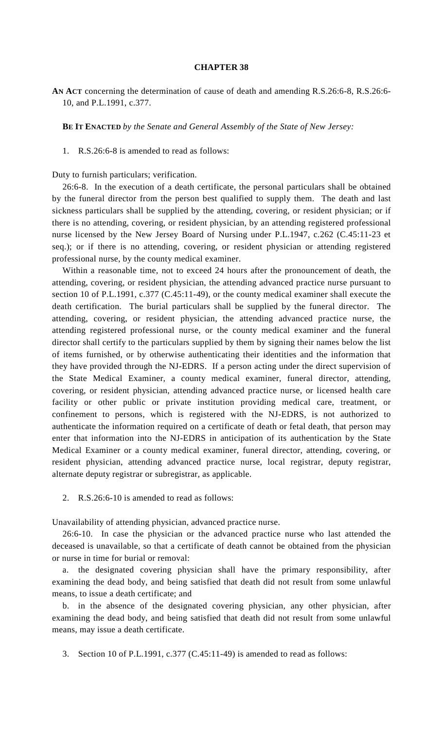# CHAPTER 38

**AN ACT** concerning the determination of cause of death and amending R.S.26:6-8, R.S.26:6-10, and P.L.1991, c.377.

**BE IT ENACTED** *by the Senate and General Assembly of the State of New Jersey:*

1. R.S.26:6-8 is amended to read as follows:

Duty to furnish particulars; verification.

26:6-8. In the execution of a death certificate, the personal particulars shall be obtained by the funeral director from the person best qualified to supply them. The death and last sickness particulars shall be supplied by the attending, covering, or resident physician; or if there is no attending, covering, or resident physician, by an attending registered professional nurse licensed by the New Jersey Board of Nursing under P.L.1947, c.262 (C.45:11-23 et seq.); or if there is no attending, covering, or resident physician or attending registered professional nurse, by the county medical examiner.

Within a reasonable time, not to exceed 24 hours after the pronouncement of death, the attending, covering, or resident physician, the attending advanced practice nurse pursuant to section 10 of P.L.1991, c.377 (C.45:11-49), or the county medical examiner shall execute the death certification. The burial particulars shall be supplied by the funeral director. The attending, covering, or resident physician, the attending advanced practice nurse, the attending registered professional nurse, or the county medical examiner and the funeral director shall certify to the particulars supplied by them by signing their names below the list of items furnished, or by otherwise authenticating their identities and the information that they have provided through the NJ-EDRS. If a person acting under the direct supervision of the State Medical Examiner, a county medical examiner, funeral director, attending, covering, or resident physician, attending advanced practice nurse, or licensed health care facility or other public or private institution providing medical care, treatment, or confinement to persons, which is registered with the NJ-EDRS, is not authorized to authenticate the information required on a certificate of death or fetal death, that person may enter that information into the NJ-EDRS in anticipation of its authentication by the State Medical Examiner or a county medical examiner, funeral director, attending, covering, or resident physician, attending advanced practice nurse, local registrar, deputy registrar, alternate deputy registrar or subregistrar, as applicable.

2. R.S.26:6-10 is amended to read as follows:

Unavailability of attending physician, advanced practice nurse.

26:6-10. In case the physician or the advanced practice nurse who last attended the deceased is unavailable, so that a certificate of death cannot be obtained from the physician or nurse in time for burial or removal:

a. the designated covering physician shall have the primary responsibility, after examining the dead body, and being satisfied that death did not result from some unlawful means, to issue a death certificate; and

b. in the absence of the designated covering physician, any other physician, after examining the dead body, and being satisfied that death did not result from some unlawful means, may issue a death certificate.

3. Section 10 of P.L.1991, c.377 (C.45:11-49) is amended to read as follows: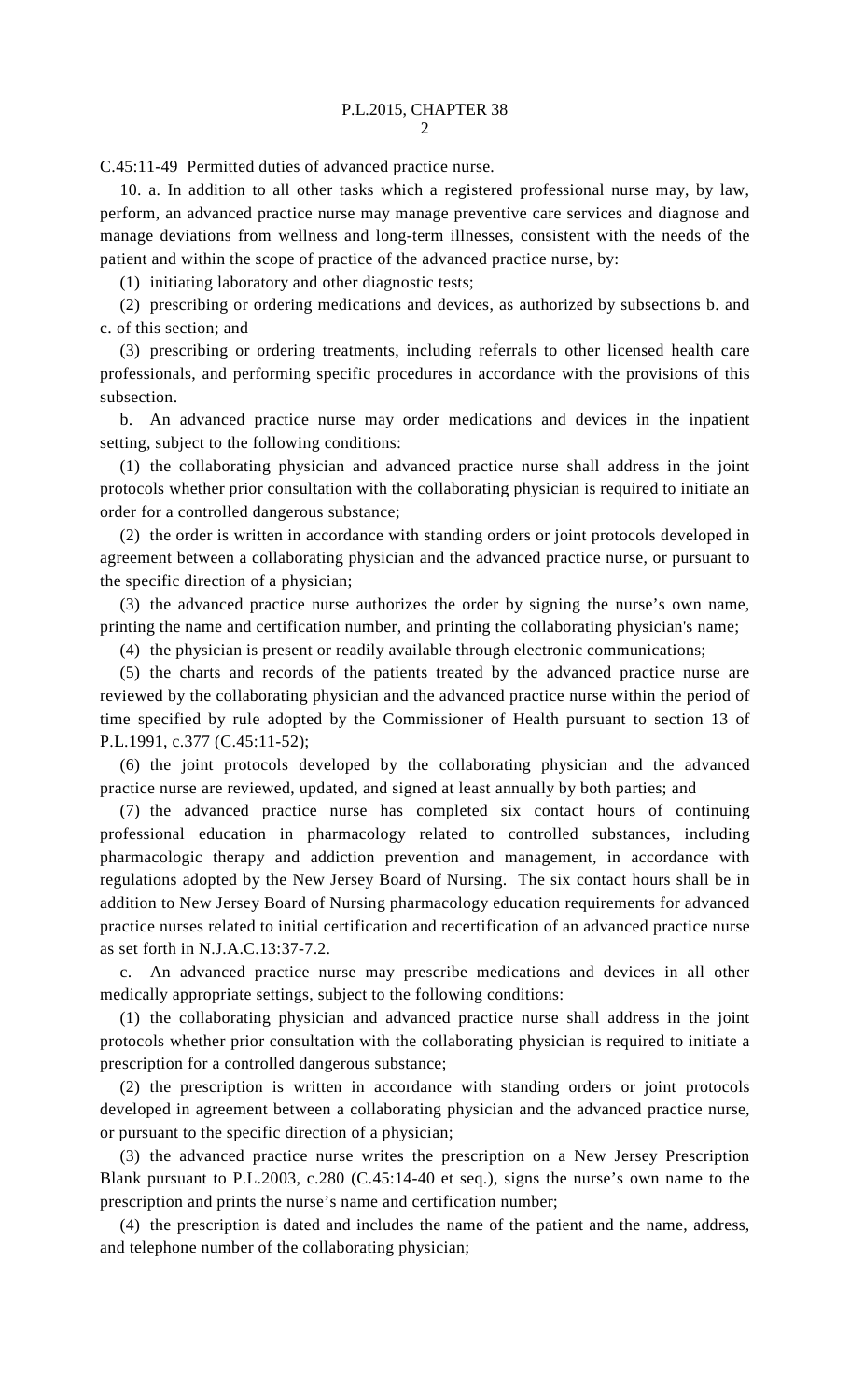C.45:11-49 Permitted duties of advanced practice nurse.

10. a. In addition to all other tasks which a registered professional nurse may, by law, perform, an advanced practice nurse may manage preventive care services and diagnose and manage deviations from wellness and long-term illnesses, consistent with the needs of the patient and within the scope of practice of the advanced practice nurse, by:

(1) initiating laboratory and other diagnostic tests;

(2) prescribing or ordering medications and devices, as authorized by subsections b. and c. of this section; and

(3) prescribing or ordering treatments, including referrals to other licensed health care professionals, and performing specific procedures in accordance with the provisions of this subsection.

b. An advanced practice nurse may order medications and devices in the inpatient setting, subject to the following conditions:

(1) the collaborating physician and advanced practice nurse shall address in the joint protocols whether prior consultation with the collaborating physician is required to initiate an order for a controlled dangerous substance;

(2) the order is written in accordance with standing orders or joint protocols developed in agreement between a collaborating physician and the advanced practice nurse, or pursuant to the specific direction of a physician;

(3) the advanced practice nurse authorizes the order by signing the nurse's own name, printing the name and certification number, and printing the collaborating physician's name;

(4) the physician is present or readily available through electronic communications;

(5) the charts and records of the patients treated by the advanced practice nurse are reviewed by the collaborating physician and the advanced practice nurse within the period of time specified by rule adopted by the Commissioner of Health pursuant to section 13 of P.L.1991, c.377 (C.45:11-52);

(6) the joint protocols developed by the collaborating physician and the advanced practice nurse are reviewed, updated, and signed at least annually by both parties; and

(7) the advanced practice nurse has completed six contact hours of continuing professional education in pharmacology related to controlled substances, including pharmacologic therapy and addiction prevention and management, in accordance with regulations adopted by the New Jersey Board of Nursing. The six contact hours shall be in addition to New Jersey Board of Nursing pharmacology education requirements for advanced practice nurses related to initial certification and recertification of an advanced practice nurse as set forth in N.J.A.C.13:37-7.2.

c. An advanced practice nurse may prescribe medications and devices in all other medically appropriate settings, subject to the following conditions:

(1) the collaborating physician and advanced practice nurse shall address in the joint protocols whether prior consultation with the collaborating physician is required to initiate a prescription for a controlled dangerous substance;

(2) the prescription is written in accordance with standing orders or joint protocols developed in agreement between a collaborating physician and the advanced practice nurse, or pursuant to the specific direction of a physician;

(3) the advanced practice nurse writes the prescription on a New Jersey Prescription Blank pursuant to P.L.2003, c.280 (C.45:14-40 et seq.), signs the nurse's own name to the prescription and prints the nurse's name and certification number;

(4) the prescription is dated and includes the name of the patient and the name, address, and telephone number of the collaborating physician;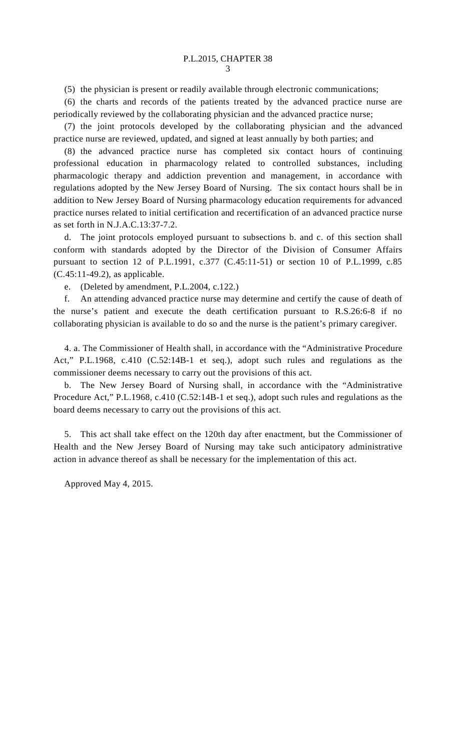(5) the physician is present or readily available through electronic communications;

(6) the charts and records of the patients treated by the advanced practice nurse are periodically reviewed by the collaborating physician and the advanced practice nurse;

(7) the joint protocols developed by the collaborating physician and the advanced practice nurse are reviewed, updated, and signed at least annually by both parties; and

(8) the advanced practice nurse has completed six contact hours of continuing professional education in pharmacology related to controlled substances, including pharmacologic therapy and addiction prevention and management, in accordance with regulations adopted by the New Jersey Board of Nursing. The six contact hours shall be in addition to New Jersey Board of Nursing pharmacology education requirements for advanced practice nurses related to initial certification and recertification of an advanced practice nurse as set forth in N.J.A.C.13:37-7.2.

d. The joint protocols employed pursuant to subsections b. and c. of this section shall conform with standards adopted by the Director of the Division of Consumer Affairs pursuant to section 12 of P.L.1991, c.377 (C.45:11-51) or section 10 of P.L.1999, c.85 (C.45:11-49.2), as applicable.

e. (Deleted by amendment, P.L.2004, c.122.)

f. An attending advanced practice nurse may determine and certify the cause of death of the nurse's patient and execute the death certification pursuant to R.S.26:6-8 if no collaborating physician is available to do so and the nurse is the patient's primary caregiver.

4. a. The Commissioner of Health shall, in accordance with the "Administrative Procedure Act," P.L.1968, c.410 (C.52:14B-1 et seq.), adopt such rules and regulations as the commissioner deems necessary to carry out the provisions of this act.

b. The New Jersey Board of Nursing shall, in accordance with the "Administrative Procedure Act," P.L.1968, c.410 (C.52:14B-1 et seq.), adopt such rules and regulations as the board deems necessary to carry out the provisions of this act.

5. This act shall take effect on the 120th day after enactment, but the Commissioner of Health and the New Jersey Board of Nursing may take such anticipatory administrative action in advance thereof as shall be necessary for the implementation of this act.

Approved May 4, 2015.